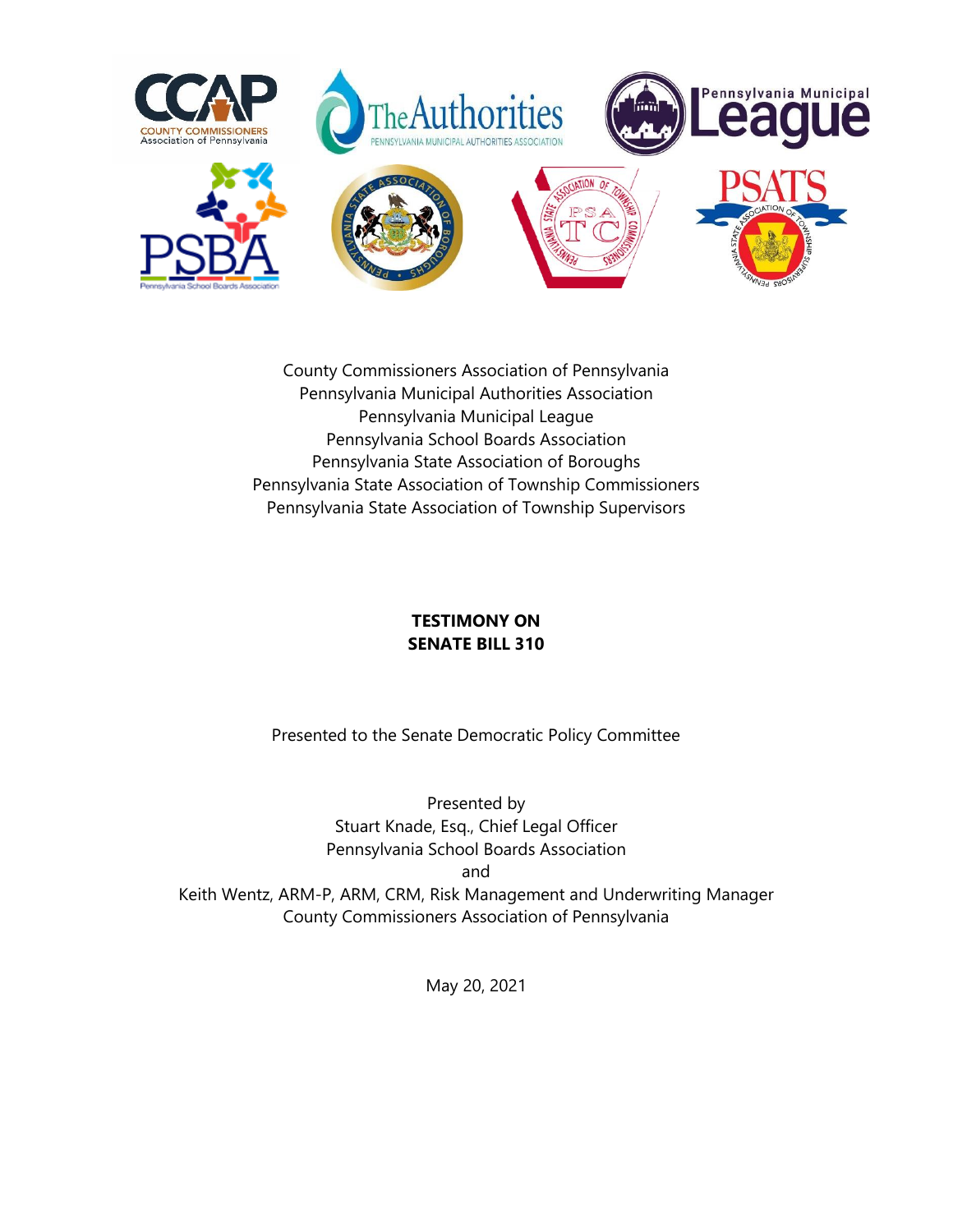County Commissioners Association of Pennsylvania
Pennsylvania Municipal Authorities Association
Pennsylvania Municipal League
Pennsylvania School Boards Association
Pennsylvania State Association of Boroughs
Pennsylvania State Association of Township Commissioners
Pennsylvania State Association of Township Supervisors

**TESTIMONY ON**
**SENATE BILL 310**

Presented to the Senate Democratic Policy Committee

Presented by
Stuart Knade, Esq., Chief Legal Officer
Pennsylvania School Boards Association
and
Keith Wentz, ARM-P, ARM, CRM, Risk Management and Underwriting Manager
County Commissioners Association of Pennsylvania

May 20, 2021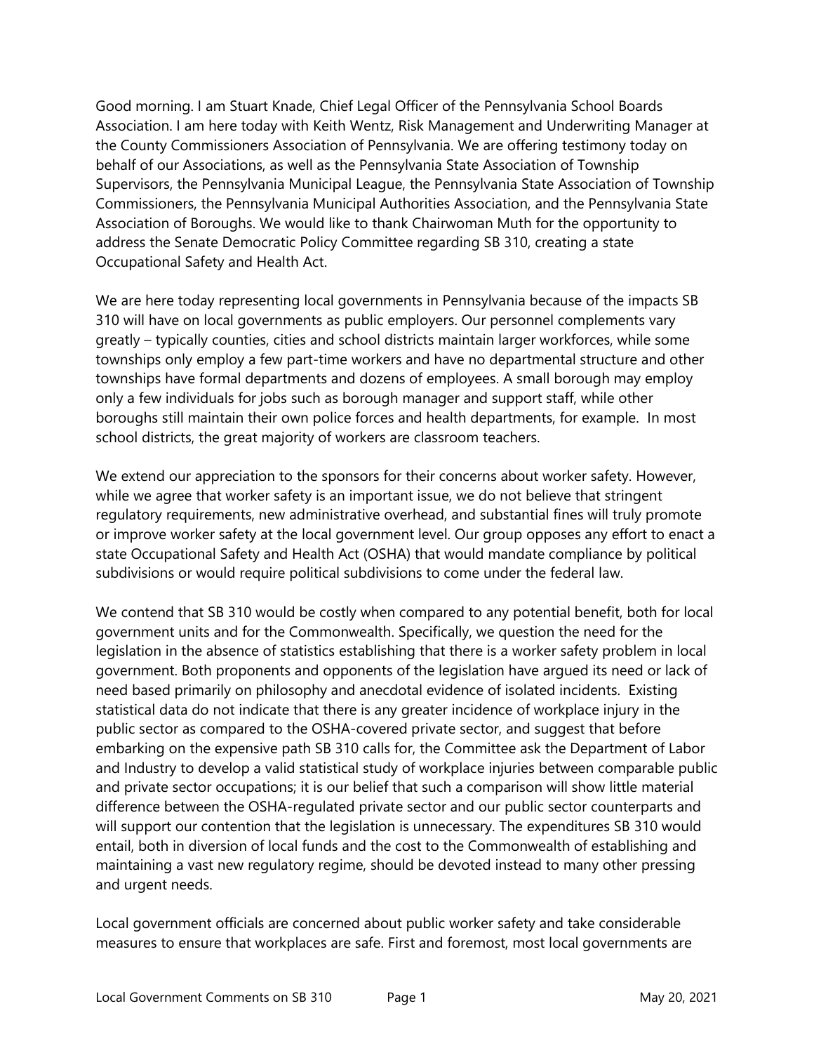Good morning. I am Stuart Knade, Chief Legal Officer of the Pennsylvania School Boards Association. I am here today with Keith Wentz, Risk Management and Underwriting Manager at the County Commissioners Association of Pennsylvania. We are offering testimony today on behalf of our Associations, as well as the Pennsylvania State Association of Township Supervisors, the Pennsylvania Municipal League, the Pennsylvania State Association of Township Commissioners, the Pennsylvania Municipal Authorities Association, and the Pennsylvania State Association of Boroughs. We would like to thank Chairwoman Muth for the opportunity to address the Senate Democratic Policy Committee regarding SB 310, creating a state Occupational Safety and Health Act.

We are here today representing local governments in Pennsylvania because of the impacts SB 310 will have on local governments as public employers. Our personnel complements vary greatly – typically counties, cities and school districts maintain larger workforces, while some townships only employ a few part-time workers and have no departmental structure and other townships have formal departments and dozens of employees. A small borough may employ only a few individuals for jobs such as borough manager and support staff, while other boroughs still maintain their own police forces and health departments, for example. In most school districts, the great majority of workers are classroom teachers.

We extend our appreciation to the sponsors for their concerns about worker safety. However, while we agree that worker safety is an important issue, we do not believe that stringent regulatory requirements, new administrative overhead, and substantial fines will truly promote or improve worker safety at the local government level. Our group opposes any effort to enact a state Occupational Safety and Health Act (OSHA) that would mandate compliance by political subdivisions or would require political subdivisions to come under the federal law.

We contend that SB 310 would be costly when compared to any potential benefit, both for local government units and for the Commonwealth. Specifically, we question the need for the legislation in the absence of statistics establishing that there is a worker safety problem in local government. Both proponents and opponents of the legislation have argued its need or lack of need based primarily on philosophy and anecdotal evidence of isolated incidents. Existing statistical data do not indicate that there is any greater incidence of workplace injury in the public sector as compared to the OSHA-covered private sector, and suggest that before embarking on the expensive path SB 310 calls for, the Committee ask the Department of Labor and Industry to develop a valid statistical study of workplace injuries between comparable public and private sector occupations; it is our belief that such a comparison will show little material difference between the OSHA-regulated private sector and our public sector counterparts and will support our contention that the legislation is unnecessary. The expenditures SB 310 would entail, both in diversion of local funds and the cost to the Commonwealth of establishing and maintaining a vast new regulatory regime, should be devoted instead to many other pressing and urgent needs.

Local government officials are concerned about public worker safety and take considerable measures to ensure that workplaces are safe. First and foremost, most local governments are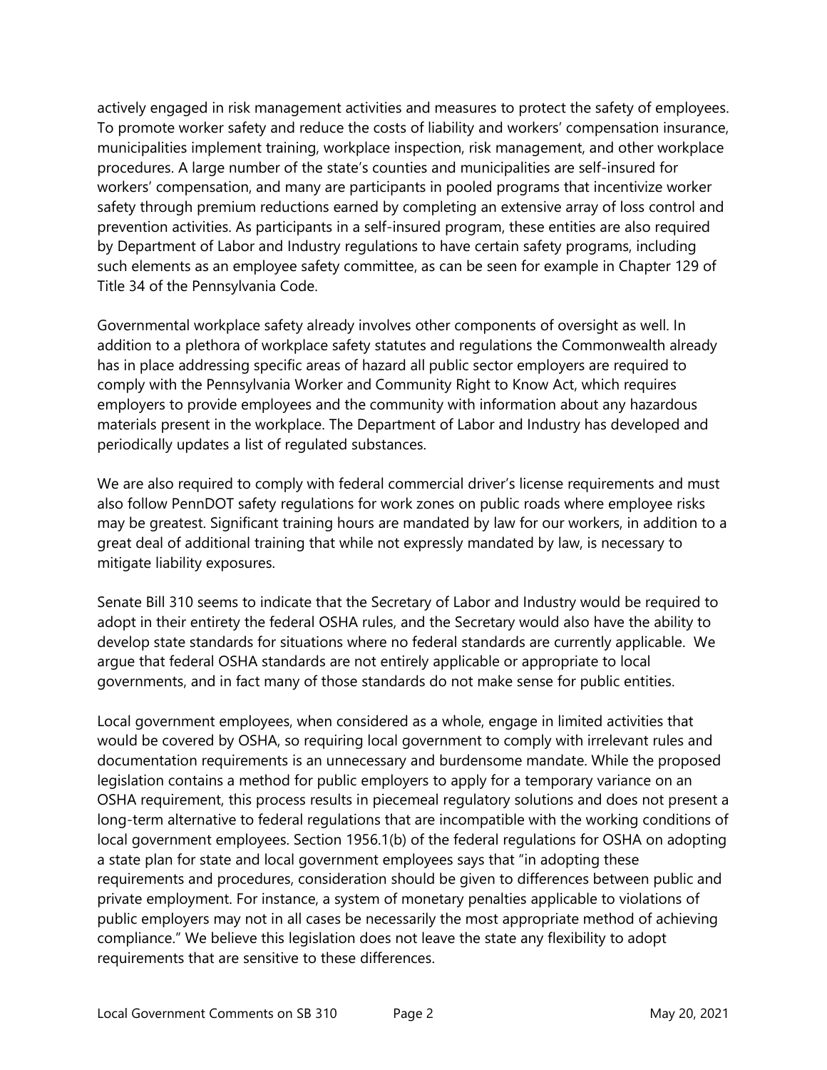actively engaged in risk management activities and measures to protect the safety of employees. To promote worker safety and reduce the costs of liability and workers' compensation insurance, municipalities implement training, workplace inspection, risk management, and other workplace procedures. A large number of the state's counties and municipalities are self-insured for workers' compensation, and many are participants in pooled programs that incentivize worker safety through premium reductions earned by completing an extensive array of loss control and prevention activities. As participants in a self-insured program, these entities are also required by Department of Labor and Industry regulations to have certain safety programs, including such elements as an employee safety committee, as can be seen for example in Chapter 129 of Title 34 of the Pennsylvania Code.

Governmental workplace safety already involves other components of oversight as well. In addition to a plethora of workplace safety statutes and regulations the Commonwealth already has in place addressing specific areas of hazard all public sector employers are required to comply with the Pennsylvania Worker and Community Right to Know Act, which requires employers to provide employees and the community with information about any hazardous materials present in the workplace. The Department of Labor and Industry has developed and periodically updates a list of regulated substances.

We are also required to comply with federal commercial driver's license requirements and must also follow PennDOT safety regulations for work zones on public roads where employee risks may be greatest. Significant training hours are mandated by law for our workers, in addition to a great deal of additional training that while not expressly mandated by law, is necessary to mitigate liability exposures.

Senate Bill 310 seems to indicate that the Secretary of Labor and Industry would be required to adopt in their entirety the federal OSHA rules, and the Secretary would also have the ability to develop state standards for situations where no federal standards are currently applicable. We argue that federal OSHA standards are not entirely applicable or appropriate to local governments, and in fact many of those standards do not make sense for public entities.

Local government employees, when considered as a whole, engage in limited activities that would be covered by OSHA, so requiring local government to comply with irrelevant rules and documentation requirements is an unnecessary and burdensome mandate. While the proposed legislation contains a method for public employers to apply for a temporary variance on an OSHA requirement, this process results in piecemeal regulatory solutions and does not present a long-term alternative to federal regulations that are incompatible with the working conditions of local government employees. Section 1956.1(b) of the federal regulations for OSHA on adopting a state plan for state and local government employees says that "in adopting these requirements and procedures, consideration should be given to differences between public and private employment. For instance, a system of monetary penalties applicable to violations of public employers may not in all cases be necessarily the most appropriate method of achieving compliance." We believe this legislation does not leave the state any flexibility to adopt requirements that are sensitive to these differences.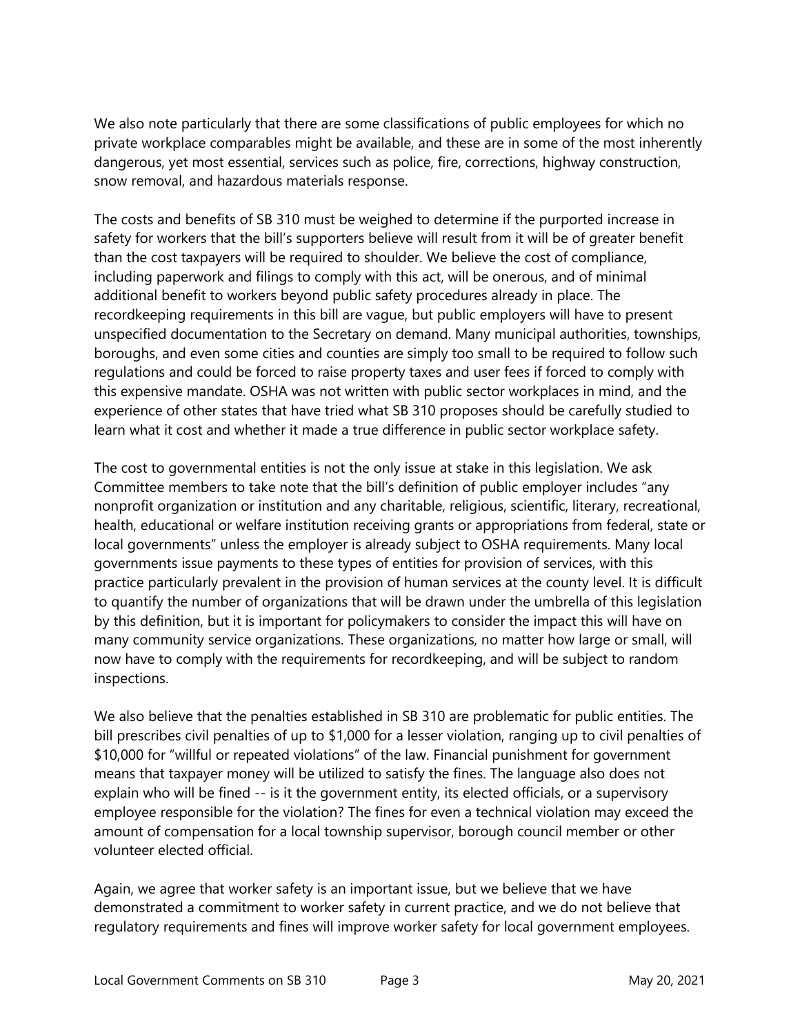We also note particularly that there are some classifications of public employees for which no private workplace comparables might be available, and these are in some of the most inherently dangerous, yet most essential, services such as police, fire, corrections, highway construction, snow removal, and hazardous materials response.

The costs and benefits of SB 310 must be weighed to determine if the purported increase in safety for workers that the bill's supporters believe will result from it will be of greater benefit than the cost taxpayers will be required to shoulder. We believe the cost of compliance, including paperwork and filings to comply with this act, will be onerous, and of minimal additional benefit to workers beyond public safety procedures already in place. The recordkeeping requirements in this bill are vague, but public employers will have to present unspecified documentation to the Secretary on demand. Many municipal authorities, townships, boroughs, and even some cities and counties are simply too small to be required to follow such regulations and could be forced to raise property taxes and user fees if forced to comply with this expensive mandate. OSHA was not written with public sector workplaces in mind, and the experience of other states that have tried what SB 310 proposes should be carefully studied to learn what it cost and whether it made a true difference in public sector workplace safety.

The cost to governmental entities is not the only issue at stake in this legislation. We ask Committee members to take note that the bill's definition of public employer includes "any nonprofit organization or institution and any charitable, religious, scientific, literary, recreational, health, educational or welfare institution receiving grants or appropriations from federal, state or local governments" unless the employer is already subject to OSHA requirements. Many local governments issue payments to these types of entities for provision of services, with this practice particularly prevalent in the provision of human services at the county level. It is difficult to quantify the number of organizations that will be drawn under the umbrella of this legislation by this definition, but it is important for policymakers to consider the impact this will have on many community service organizations. These organizations, no matter how large or small, will now have to comply with the requirements for recordkeeping, and will be subject to random inspections.

We also believe that the penalties established in SB 310 are problematic for public entities. The bill prescribes civil penalties of up to $1,000 for a lesser violation, ranging up to civil penalties of $10,000 for "willful or repeated violations" of the law. Financial punishment for government means that taxpayer money will be utilized to satisfy the fines. The language also does not explain who will be fined -- is it the government entity, its elected officials, or a supervisory employee responsible for the violation? The fines for even a technical violation may exceed the amount of compensation for a local township supervisor, borough council member or other volunteer elected official.

Again, we agree that worker safety is an important issue, but we believe that we have demonstrated a commitment to worker safety in current practice, and we do not believe that regulatory requirements and fines will improve worker safety for local government employees.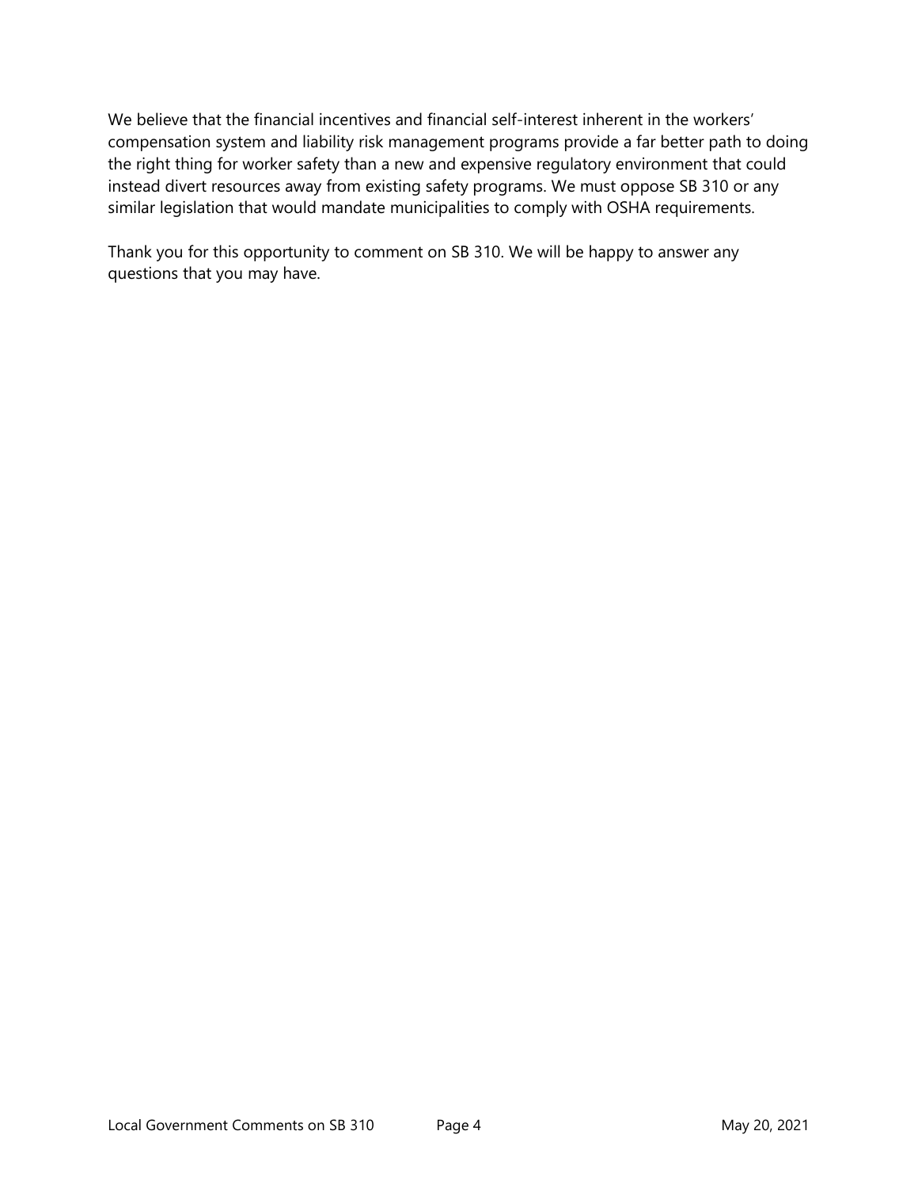We believe that the financial incentives and financial self-interest inherent in the workers' compensation system and liability risk management programs provide a far better path to doing the right thing for worker safety than a new and expensive regulatory environment that could instead divert resources away from existing safety programs. We must oppose SB 310 or any similar legislation that would mandate municipalities to comply with OSHA requirements.

Thank you for this opportunity to comment on SB 310. We will be happy to answer any questions that you may have.